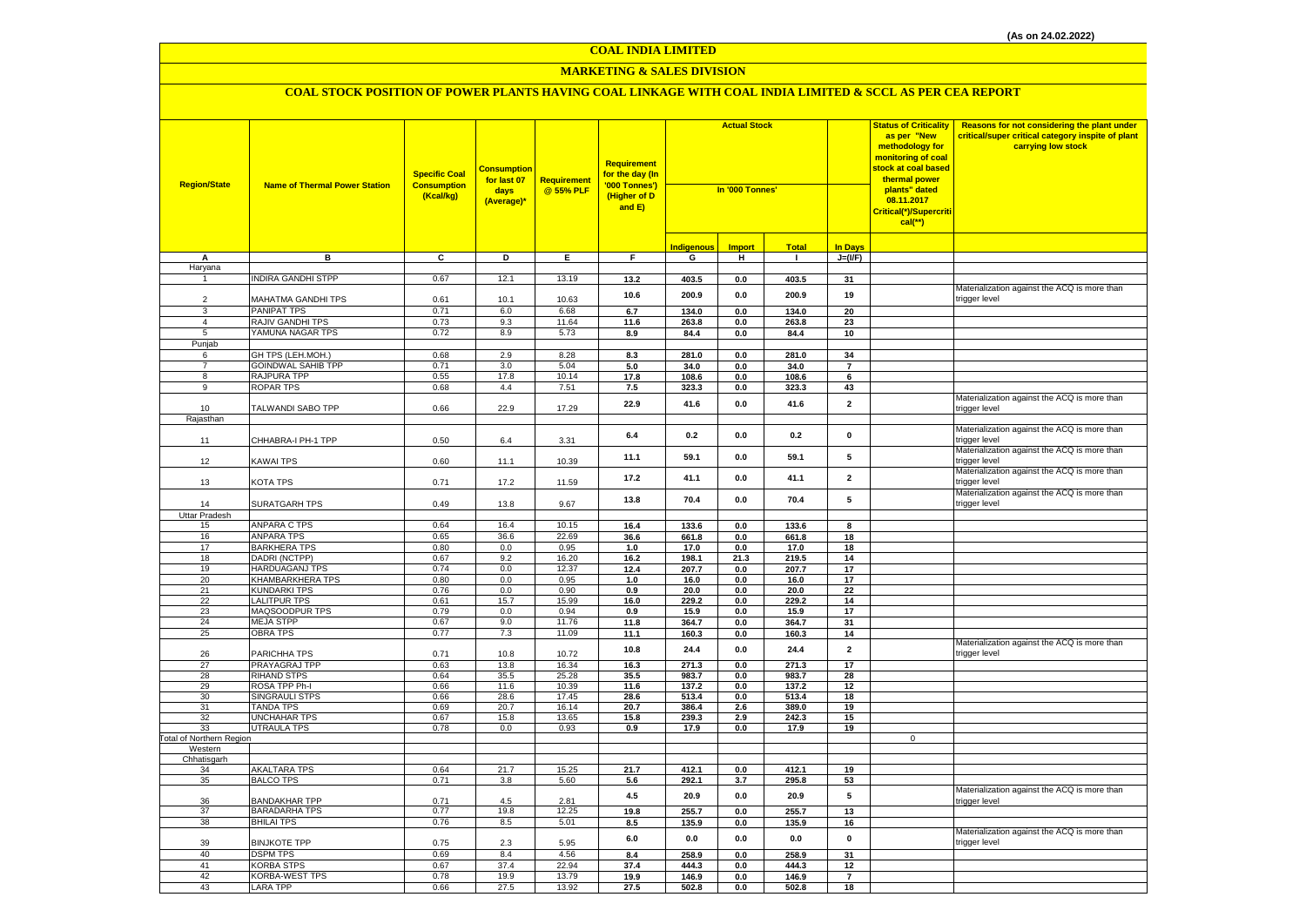(As on 24.02.2022)

# COAL INDIA LIMITED

## MARKETING & SALES DIVISION

### COAL STOCK POSITION OF POWER PLANTS HAVING COAL LINKAGE WITH COAL INDIA LIMITED & SCCL AS PER CEA REPORT

| Region/State | Name of Thermal Power Station | Specific Coal Consumption (Kcal/kg) | Consumption for last 07 days (Average)* | Requirement @ 55% PLF | Requirement for the day (In '000 Tonnes') (Higher of D and E) | Actual Stock In '000 Tonnes' | | | | Status of Criticality as per "New methodology for monitoring of coal stock at coal based thermal power plants" dated 08.11.2017 Critical(*)/Supercritical(**) | Reasons for not considering the plant under critical/super critical category inspite of plant carrying low stock |
|---|---|---|---|---|---|---|---|---|---|---|---|
| | | | | | | Indigenous | Import | Total | In Days | | |
| A | B | C | D | E | F | G | H | I | J=(I/F) | | |
| Haryana | | | | | | | | | | | |
| 1 | INDIRA GANDHI STPP | 0.67 | 12.1 | 13.19 | 13.2 | 403.5 | 0.0 | 403.5 | 31 | | |
| 2 | MAHATMA GANDHI TPS | 0.61 | 10.1 | 10.63 | 10.6 | 200.9 | 0.0 | 200.9 | 19 | | Materialization against the ACQ is more than trigger level |
| 3 | PANIPAT TPS | 0.71 | 6.0 | 6.68 | 6.7 | 134.0 | 0.0 | 134.0 | 20 | | |
| 4 | RAJIV GANDHI TPS | 0.73 | 9.3 | 11.64 | 11.6 | 263.8 | 0.0 | 263.8 | 23 | | |
| 5 | YAMUNA NAGAR TPS | 0.72 | 8.9 | 5.73 | 8.9 | 84.4 | 0.0 | 84.4 | 10 | | |
| Punjab | | | | | | | | | | | |
| 6 | GH TPS (LEH.MOH.) | 0.68 | 2.9 | 8.28 | 8.3 | 281.0 | 0.0 | 281.0 | 34 | | |
| 7 | GOINDWAL SAHIB TPP | 0.71 | 3.0 | 5.04 | 5.0 | 34.0 | 0.0 | 34.0 | 7 | | |
| 8 | RAJPURA TPP | 0.55 | 17.8 | 10.14 | 17.8 | 108.6 | 0.0 | 108.6 | 6 | | |
| 9 | ROPAR TPS | 0.68 | 4.4 | 7.51 | 7.5 | 323.3 | 0.0 | 323.3 | 43 | | |
| 10 | TALWANDI SABO TPP | 0.66 | 22.9 | 17.29 | 22.9 | 41.6 | 0.0 | 41.6 | 2 | | Materialization against the ACQ is more than trigger level |
| Rajasthan | | | | | | | | | | | |
| 11 | CHHABRA-I PH-1 TPP | 0.50 | 6.4 | 3.31 | 6.4 | 0.2 | 0.0 | 0.2 | 0 | | Materialization against the ACQ is more than trigger level |
| 12 | KAWAI TPS | 0.60 | 11.1 | 10.39 | 11.1 | 59.1 | 0.0 | 59.1 | 5 | | Materialization against the ACQ is more than trigger level |
| 13 | KOTA TPS | 0.71 | 17.2 | 11.59 | 17.2 | 41.1 | 0.0 | 41.1 | 2 | | Materialization against the ACQ is more than trigger level |
| 14 | SURATGARH TPS | 0.49 | 13.8 | 9.67 | 13.8 | 70.4 | 0.0 | 70.4 | 5 | | Materialization against the ACQ is more than trigger level |
| Uttar Pradesh | | | | | | | | | | | |
| 15 | ANPARA C TPS | 0.64 | 16.4 | 10.15 | 16.4 | 133.6 | 0.0 | 133.6 | 8 | | |
| 16 | ANPARA TPS | 0.65 | 36.6 | 22.69 | 36.6 | 661.8 | 0.0 | 661.8 | 18 | | |
| 17 | BARKHERA TPS | 0.80 | 0.0 | 0.95 | 1.0 | 17.0 | 0.0 | 17.0 | 18 | | |
| 18 | DADRI (NCTPP) | 0.67 | 9.2 | 16.20 | 16.2 | 198.1 | 21.3 | 219.5 | 14 | | |
| 19 | HARDUAGANJ TPS | 0.74 | 0.0 | 12.37 | 12.4 | 207.7 | 0.0 | 207.7 | 17 | | |
| 20 | KHAMBARKHERA TPS | 0.80 | 0.0 | 0.95 | 1.0 | 16.0 | 0.0 | 16.0 | 17 | | |
| 21 | KUNDARKI TPS | 0.76 | 0.0 | 0.90 | 0.9 | 20.0 | 0.0 | 20.0 | 22 | | |
| 22 | LALITPUR TPS | 0.61 | 15.7 | 15.99 | 16.0 | 229.2 | 0.0 | 229.2 | 14 | | |
| 23 | MAQSOODPUR TPS | 0.79 | 0.0 | 0.94 | 0.9 | 15.9 | 0.0 | 15.9 | 17 | | |
| 24 | MEJA STPP | 0.67 | 9.0 | 11.76 | 11.8 | 364.7 | 0.0 | 364.7 | 31 | | |
| 25 | OBRA TPS | 0.77 | 7.3 | 11.09 | 11.1 | 160.3 | 0.0 | 160.3 | 14 | | |
| 26 | PARICHHA TPS | 0.71 | 10.8 | 10.72 | 10.8 | 24.4 | 0.0 | 24.4 | 2 | | Materialization against the ACQ is more than trigger level |
| 27 | PRAYAGRAJ TPP | 0.63 | 13.8 | 16.34 | 16.3 | 271.3 | 0.0 | 271.3 | 17 | | |
| 28 | RIHAND STPS | 0.64 | 35.5 | 25.28 | 35.5 | 983.7 | 0.0 | 983.7 | 28 | | |
| 29 | ROSA TPP Ph-I | 0.66 | 11.6 | 10.39 | 11.6 | 137.2 | 0.0 | 137.2 | 12 | | |
| 30 | SINGRAULI STPS | 0.66 | 28.6 | 17.45 | 28.6 | 513.4 | 0.0 | 513.4 | 18 | | |
| 31 | TANDA TPS | 0.69 | 20.7 | 16.14 | 20.7 | 386.4 | 2.6 | 389.0 | 19 | | |
| 32 | UNCHAHAR TPS | 0.67 | 15.8 | 13.65 | 15.8 | 239.3 | 2.9 | 242.3 | 15 | | |
| 33 | UTRAULA TPS | 0.78 | 0.0 | 0.93 | 0.9 | 17.9 | 0.0 | 17.9 | 19 | | |
| Total of Northern Region | | | | | | | | | | 0 | |
| Western | | | | | | | | | | | |
| Chhatisgarh | | | | | | | | | | | |
| 34 | AKALTARA TPS | 0.64 | 21.7 | 15.25 | 21.7 | 412.1 | 0.0 | 412.1 | 19 | | |
| 35 | BALCO TPS | 0.71 | 3.8 | 5.60 | 5.6 | 292.1 | 3.7 | 295.8 | 53 | | |
| 36 | BANDAKHAR TPP | 0.71 | 4.5 | 2.81 | 4.5 | 20.9 | 0.0 | 20.9 | 5 | | Materialization against the ACQ is more than trigger level |
| 37 | BARADARHA TPS | 0.77 | 19.8 | 12.25 | 19.8 | 255.7 | 0.0 | 255.7 | 13 | | |
| 38 | BHILAI TPS | 0.76 | 8.5 | 5.01 | 8.5 | 135.9 | 0.0 | 135.9 | 16 | | |
| 39 | BINJKOTE TPP | 0.75 | 2.3 | 5.95 | 6.0 | 0.0 | 0.0 | 0.0 | 0 | | Materialization against the ACQ is more than trigger level |
| 40 | DSPM TPS | 0.69 | 8.4 | 4.56 | 8.4 | 258.9 | 0.0 | 258.9 | 31 | | |
| 41 | KORBA STPS | 0.67 | 37.4 | 22.94 | 37.4 | 444.3 | 0.0 | 444.3 | 12 | | |
| 42 | KORBA-WEST TPS | 0.78 | 19.9 | 13.79 | 19.9 | 146.9 | 0.0 | 146.9 | 7 | | |
| 43 | LARA TPP | 0.66 | 27.5 | 13.92 | 27.5 | 502.8 | 0.0 | 502.8 | 18 | | |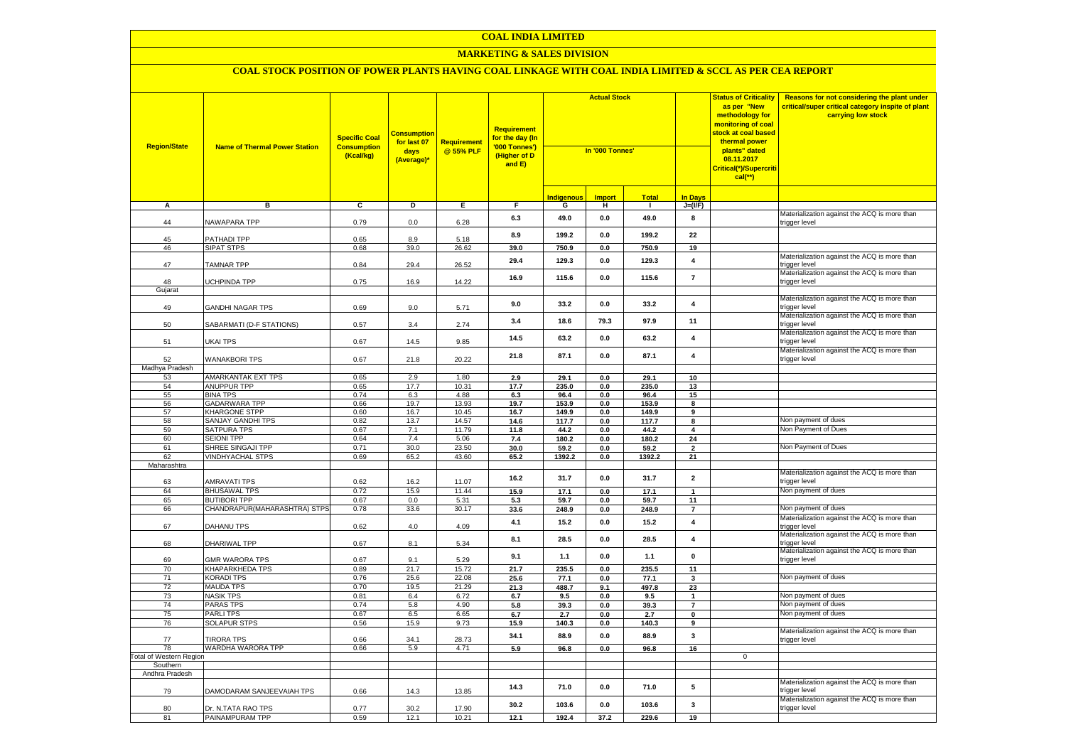# COAL INDIA LIMITED

## MARKETING & SALES DIVISION

### COAL STOCK POSITION OF POWER PLANTS HAVING COAL LINKAGE WITH COAL INDIA LIMITED & SCCL AS PER CEA REPORT

| Region/State | Name of Thermal Power Station | Specific Coal Consumption (Kcal/kg) | Consumption for last 07 days (Average)* | Requirement @ 55% PLF | Requirement for the day (In '000 Tonnes') (Higher of D and E) | Actual Stock In '000 Tonnes' | | | | Status of Criticality as per "New methodology for monitoring of coal stock at coal based thermal power plants" dated 08.11.2017 Critical(*)/Supercritical(**) | Reasons for not considering the plant under critical/super critical category inspite of plant carrying low stock |
|---|---|---|---|---|---|---|---|---|---|---|---|
| | | | | | | Indigenous | Import | Total | In Days | | |
| A | B | C | D | E | F | G | H | I | J=(I/F) | | |
| 44 | NAWAPARA TPP | 0.79 | 0.0 | 6.28 | 6.3 | 49.0 | 0.0 | 49.0 | 8 | | Materialization against the ACQ is more than trigger level |
| 45 | PATHADI TPP | 0.65 | 8.9 | 5.18 | 8.9 | 199.2 | 0.0 | 199.2 | 22 | | |
| 46 | SIPAT STPS | 0.68 | 39.0 | 26.62 | 39.0 | 750.9 | 0.0 | 750.9 | 19 | | |
| 47 | TAMNAR TPP | 0.84 | 29.4 | 26.52 | 29.4 | 129.3 | 0.0 | 129.3 | 4 | | Materialization against the ACQ is more than trigger level |
| 48 | UCHPINDA TPP | 0.75 | 16.9 | 14.22 | 16.9 | 115.6 | 0.0 | 115.6 | 7 | | Materialization against the ACQ is more than trigger level |
| Gujarat | | | | | | | | | | | |
| 49 | GANDHI NAGAR TPS | 0.69 | 9.0 | 5.71 | 9.0 | 33.2 | 0.0 | 33.2 | 4 | | Materialization against the ACQ is more than trigger level |
| 50 | SABARMATI (D-F STATIONS) | 0.57 | 3.4 | 2.74 | 3.4 | 18.6 | 79.3 | 97.9 | 11 | | Materialization against the ACQ is more than trigger level |
| 51 | UKAI TPS | 0.67 | 14.5 | 9.85 | 14.5 | 63.2 | 0.0 | 63.2 | 4 | | Materialization against the ACQ is more than trigger level |
| 52 | WANAKBORI TPS | 0.67 | 21.8 | 20.22 | 21.8 | 87.1 | 0.0 | 87.1 | 4 | | Materialization against the ACQ is more than trigger level |
| Madhya Pradesh | | | | | | | | | | | |
| 53 | AMARKANTAK EXT TPS | 0.65 | 2.9 | 1.80 | 2.9 | 29.1 | 0.0 | 29.1 | 10 | | |
| 54 | ANUPPUR TPP | 0.65 | 17.7 | 10.31 | 17.7 | 235.0 | 0.0 | 235.0 | 13 | | |
| 55 | BINA TPS | 0.74 | 6.3 | 4.88 | 6.3 | 96.4 | 0.0 | 96.4 | 15 | | |
| 56 | GADARWARA TPP | 0.66 | 19.7 | 13.93 | 19.7 | 153.9 | 0.0 | 153.9 | 8 | | |
| 57 | KHARGONE STPP | 0.60 | 16.7 | 10.45 | 16.7 | 149.9 | 0.0 | 149.9 | 9 | | |
| 58 | SANJAY GANDHI TPS | 0.82 | 13.7 | 14.57 | 14.6 | 117.7 | 0.0 | 117.7 | 8 | | Non payment of dues |
| 59 | SATPURA TPS | 0.67 | 7.1 | 11.79 | 11.8 | 44.2 | 0.0 | 44.2 | 4 | | Non Payment of Dues |
| 60 | SEIONI TPP | 0.64 | 7.4 | 5.06 | 7.4 | 180.2 | 0.0 | 180.2 | 24 | | |
| 61 | SHREE SINGAJI TPP | 0.71 | 30.0 | 23.50 | 30.0 | 59.2 | 0.0 | 59.2 | 2 | | Non Payment of Dues |
| 62 | VINDHYACHAL STPS | 0.69 | 65.2 | 43.60 | 65.2 | 1392.2 | 0.0 | 1392.2 | 21 | | |
| Maharashtra | | | | | | | | | | | |
| 63 | AMRAVATI TPS | 0.62 | 16.2 | 11.07 | 16.2 | 31.7 | 0.0 | 31.7 | 2 | | Materialization against the ACQ is more than trigger level |
| 64 | BHUSAWAL TPS | 0.72 | 15.9 | 11.44 | 15.9 | 17.1 | 0.0 | 17.1 | 1 | | Non payment of dues |
| 65 | BUTIBORI TPP | 0.67 | 0.0 | 5.31 | 5.3 | 59.7 | 0.0 | 59.7 | 11 | | |
| 66 | CHANDRAPUR(MAHARASHTRA) STPS | 0.78 | 33.6 | 30.17 | 33.6 | 248.9 | 0.0 | 248.9 | 7 | | Non payment of dues |
| 67 | DAHANU TPS | 0.62 | 4.0 | 4.09 | 4.1 | 15.2 | 0.0 | 15.2 | 4 | | Materialization against the ACQ is more than trigger level |
| 68 | DHARIWAL TPP | 0.67 | 8.1 | 5.34 | 8.1 | 28.5 | 0.0 | 28.5 | 4 | | Materialization against the ACQ is more than trigger level |
| 69 | GMR WARORA TPS | 0.67 | 9.1 | 5.29 | 9.1 | 1.1 | 0.0 | 1.1 | 0 | | Materialization against the ACQ is more than trigger level |
| 70 | KHAPARKHEDA TPS | 0.89 | 21.7 | 15.72 | 21.7 | 235.5 | 0.0 | 235.5 | 11 | | |
| 71 | KORADI TPS | 0.76 | 25.6 | 22.08 | 25.6 | 77.1 | 0.0 | 77.1 | 3 | | Non payment of dues |
| 72 | MAUDA TPS | 0.70 | 19.5 | 21.29 | 21.3 | 488.7 | 9.1 | 497.8 | 23 | | |
| 73 | NASIK TPS | 0.81 | 6.4 | 6.72 | 6.7 | 9.5 | 0.0 | 9.5 | 1 | | Non payment of dues |
| 74 | PARAS TPS | 0.74 | 5.8 | 4.90 | 5.8 | 39.3 | 0.0 | 39.3 | 7 | | Non payment of dues |
| 75 | PARLI TPS | 0.67 | 6.5 | 6.65 | 6.7 | 2.7 | 0.0 | 2.7 | 0 | | Non payment of dues |
| 76 | SOLAPUR STPS | 0.56 | 15.9 | 9.73 | 15.9 | 140.3 | 0.0 | 140.3 | 9 | | |
| 77 | TIRORA TPS | 0.66 | 34.1 | 28.73 | 34.1 | 88.9 | 0.0 | 88.9 | 3 | | Materialization against the ACQ is more than trigger level |
| 78 | WARDHA WARORA TPP | 0.66 | 5.9 | 4.71 | 5.9 | 96.8 | 0.0 | 96.8 | 16 | | |
| Total of Western Region | | | | | | | | | | 0 | |
| Southern | | | | | | | | | | | |
| Andhra Pradesh | | | | | | | | | | | |
| 79 | DAMODARAM SANJEEVAIAH TPS | 0.66 | 14.3 | 13.85 | 14.3 | 71.0 | 0.0 | 71.0 | 5 | | Materialization against the ACQ is more than trigger level |
| 80 | Dr. N.TATA RAO TPS | 0.77 | 30.2 | 17.90 | 30.2 | 103.6 | 0.0 | 103.6 | 3 | | Materialization against the ACQ is more than trigger level |
| 81 | PAINAMPURAM TPP | 0.59 | 12.1 | 10.21 | 12.1 | 192.4 | 37.2 | 229.6 | 19 | | |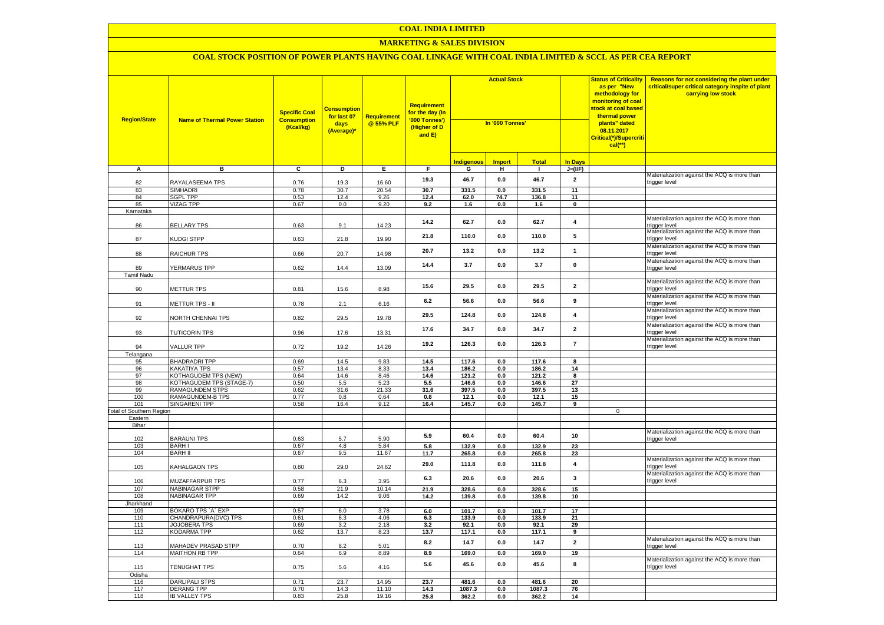# COAL INDIA LIMITED

## MARKETING & SALES DIVISION

### COAL STOCK POSITION OF POWER PLANTS HAVING COAL LINKAGE WITH COAL INDIA LIMITED & SCCL AS PER CEA REPORT

| Region/State | Name of Thermal Power Station | Specific Coal Consumption (Kcal/kg) | Consumption for last 07 days (Average)* | Requirement @ 55% PLF | Requirement for the day (In '000 Tonnes') (Higher of D and E) | Actual Stock In '000 Tonnes' | | | | Status of Criticality as per "New methodology for monitoring of coal stock at coal based thermal power plants" dated 08.11.2017 Critical(*)/Supercritical(**) | Reasons for not considering the plant under critical/super critical category inspite of plant carrying low stock |
|---|---|---|---|---|---|---|---|---|---|---|---|
| | | | | | | Indigenous | Import | Total | In Days | | |
| A | B | C | D | E | F | G | H | I | J=(I/F) | | |
| 82 | RAYALASEEMA TPS | 0.76 | 19.3 | 16.60 | 19.3 | 46.7 | 0.0 | 46.7 | 2 | | Materialization against the ACQ is more than trigger level |
| 83 | SIMHADRI | 0.78 | 30.7 | 20.54 | 30.7 | 331.5 | 0.0 | 331.5 | 11 | | |
| 84 | SGPL TPP | 0.53 | 12.4 | 9.26 | 12.4 | 62.0 | 74.7 | 136.8 | 11 | | |
| 85 | VIZAG TPP | 0.67 | 0.0 | 9.20 | 9.2 | 1.6 | 0.0 | 1.6 | 0 | | |
| Karnataka | | | | | | | | | | | |
| 86 | BELLARY TPS | 0.63 | 9.1 | 14.23 | 14.2 | 62.7 | 0.0 | 62.7 | 4 | | Materialization against the ACQ is more than trigger level |
| 87 | KUDGI STPP | 0.63 | 21.8 | 19.90 | 21.8 | 110.0 | 0.0 | 110.0 | 5 | | Materialization against the ACQ is more than trigger level |
| 88 | RAICHUR TPS | 0.66 | 20.7 | 14.98 | 20.7 | 13.2 | 0.0 | 13.2 | 1 | | Materialization against the ACQ is more than trigger level |
| 89 | YERMARUS TPP | 0.62 | 14.4 | 13.09 | 14.4 | 3.7 | 0.0 | 3.7 | 0 | | Materialization against the ACQ is more than trigger level |
| Tamil Nadu | | | | | | | | | | | |
| 90 | METTUR TPS | 0.81 | 15.6 | 8.98 | 15.6 | 29.5 | 0.0 | 29.5 | 2 | | Materialization against the ACQ is more than trigger level |
| 91 | METTUR TPS - II | 0.78 | 2.1 | 6.16 | 6.2 | 56.6 | 0.0 | 56.6 | 9 | | Materialization against the ACQ is more than trigger level |
| 92 | NORTH CHENNAI TPS | 0.82 | 29.5 | 19.78 | 29.5 | 124.8 | 0.0 | 124.8 | 4 | | Materialization against the ACQ is more than trigger level |
| 93 | TUTICORIN TPS | 0.96 | 17.6 | 13.31 | 17.6 | 34.7 | 0.0 | 34.7 | 2 | | Materialization against the ACQ is more than trigger level |
| 94 | VALLUR TPP | 0.72 | 19.2 | 14.26 | 19.2 | 126.3 | 0.0 | 126.3 | 7 | | Materialization against the ACQ is more than trigger level |
| Telangana | | | | | | | | | | | |
| 95 | BHADRADRI TPP | 0.69 | 14.5 | 9.83 | 14.5 | 117.6 | 0.0 | 117.6 | 8 | | |
| 96 | KAKATIYA TPS | 0.57 | 13.4 | 8.33 | 13.4 | 186.2 | 0.0 | 186.2 | 14 | | |
| 97 | KOTHAGUDEM TPS (NEW) | 0.64 | 14.6 | 8.46 | 14.6 | 121.2 | 0.0 | 121.2 | 8 | | |
| 98 | KOTHAGUDEM TPS (STAGE-7) | 0.50 | 5.5 | 5.23 | 5.5 | 146.6 | 0.0 | 146.6 | 27 | | |
| 99 | RAMAGUNDEM STPS | 0.62 | 31.6 | 21.33 | 31.6 | 397.5 | 0.0 | 397.5 | 13 | | |
| 100 | RAMAGUNDEM-B TPS | 0.77 | 0.8 | 0.64 | 0.8 | 12.1 | 0.0 | 12.1 | 15 | | |
| 101 | SINGARENI TPP | 0.58 | 16.4 | 9.12 | 16.4 | 145.7 | 0.0 | 145.7 | 9 | | |
| Total of Southern Region | | | | | | | | | | 0 | |
| Eastern | | | | | | | | | | | |
| Bihar | | | | | | | | | | | |
| 102 | BARAUNI TPS | 0.63 | 5.7 | 5.90 | 5.9 | 60.4 | 0.0 | 60.4 | 10 | | Materialization against the ACQ is more than trigger level |
| 103 | BARH I | 0.67 | 4.8 | 5.84 | 5.8 | 132.9 | 0.0 | 132.9 | 23 | | |
| 104 | BARH II | 0.67 | 9.5 | 11.67 | 11.7 | 265.8 | 0.0 | 265.8 | 23 | | |
| 105 | KAHALGAON TPS | 0.80 | 29.0 | 24.62 | 29.0 | 111.8 | 0.0 | 111.8 | 4 | | Materialization against the ACQ is more than trigger level |
| 106 | MUZAFFARPUR TPS | 0.77 | 6.3 | 3.95 | 6.3 | 20.6 | 0.0 | 20.6 | 3 | | Materialization against the ACQ is more than trigger level |
| 107 | NABINAGAR STPP | 0.58 | 21.9 | 10.14 | 21.9 | 328.6 | 0.0 | 328.6 | 15 | | |
| 108 | NABINAGAR TPP | 0.69 | 14.2 | 9.06 | 14.2 | 139.8 | 0.0 | 139.8 | 10 | | |
| Jharkhand | | | | | | | | | | | |
| 109 | BOKARO TPS `A` EXP | 0.57 | 6.0 | 3.78 | 6.0 | 101.7 | 0.0 | 101.7 | 17 | | |
| 110 | CHANDRAPURA(DVC) TPS | 0.61 | 6.3 | 4.06 | 6.3 | 133.9 | 0.0 | 133.9 | 21 | | |
| 111 | JOJOBERA TPS | 0.69 | 3.2 | 2.18 | 3.2 | 92.1 | 0.0 | 92.1 | 29 | | |
| 112 | KODARMA TPP | 0.62 | 13.7 | 8.23 | 13.7 | 117.1 | 0.0 | 117.1 | 9 | | |
| 113 | MAHADEV PRASAD STPP | 0.70 | 8.2 | 5.01 | 8.2 | 14.7 | 0.0 | 14.7 | 2 | | Materialization against the ACQ is more than trigger level |
| 114 | MAITHON RB TPP | 0.64 | 6.9 | 8.89 | 8.9 | 169.0 | 0.0 | 169.0 | 19 | | |
| 115 | TENUGHAT TPS | 0.75 | 5.6 | 4.16 | 5.6 | 45.6 | 0.0 | 45.6 | 8 | | Materialization against the ACQ is more than trigger level |
| Odisha | | | | | | | | | | | |
| 116 | DARLIPALI STPS | 0.71 | 23.7 | 14.95 | 23.7 | 481.6 | 0.0 | 481.6 | 20 | | |
| 117 | DERANG TPP | 0.70 | 14.3 | 11.10 | 14.3 | 1087.3 | 0.0 | 1087.3 | 76 | | |
| 118 | IB VALLEY TPS | 0.83 | 25.8 | 19.16 | 25.8 | 362.2 | 0.0 | 362.2 | 14 | | |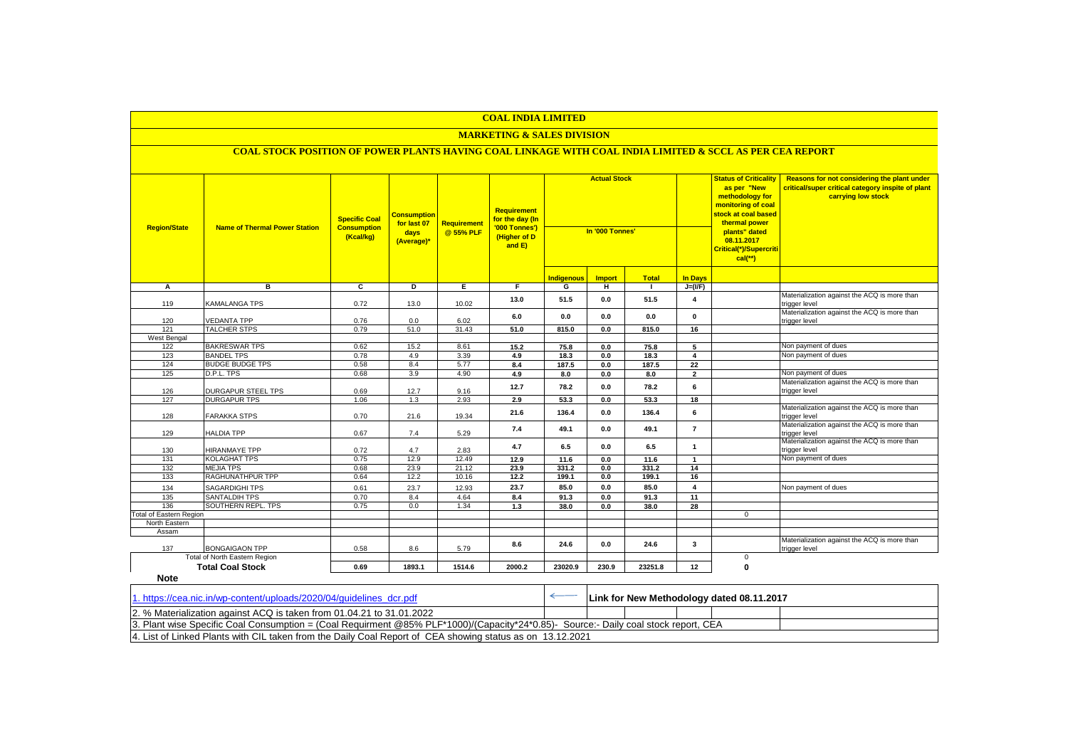# COAL INDIA LIMITED

## MARKETING & SALES DIVISION

### COAL STOCK POSITION OF POWER PLANTS HAVING COAL LINKAGE WITH COAL INDIA LIMITED & SCCL AS PER CEA REPORT

| Region/State | Name of Thermal Power Station | Specific Coal Consumption (Kcal/kg) | Consumption for last 07 days (Average)* | Requirement @ 55% PLF | Requirement for the day (In '000 Tonnes') (Higher of D and E) | Actual Stock In '000 Tonnes' | | | | Status of Criticality as per "New methodology for monitoring of coal stock at coal based thermal power plants" dated 08.11.2017 Critical(*)/Supercritical(**) | Reasons for not considering the plant under critical/super critical category inspite of plant carrying low stock |
|---|---|---|---|---|---|---|---|---|---|---|---|
| | | | | | | Indigenous | Import | Total | In Days | | |
| A | B | C | D | E | F | G | H | I | J=(I/F) | | |
| 119 | KAMALANGA TPS | 0.72 | 13.0 | 10.02 | 13.0 | 51.5 | 0.0 | 51.5 | 4 | | Materialization against the ACQ is more than trigger level |
| 120 | VEDANTA TPP | 0.76 | 0.0 | 6.02 | 6.0 | 0.0 | 0.0 | 0.0 | 0 | | Materialization against the ACQ is more than trigger level |
| 121 | TALCHER STPS | 0.79 | 51.0 | 31.43 | 51.0 | 815.0 | 0.0 | 815.0 | 16 | | |
| West Bengal | | | | | | | | | | | |
| 122 | BAKRESWAR TPS | 0.62 | 15.2 | 8.61 | 15.2 | 75.8 | 0.0 | 75.8 | 5 | | Non payment of dues |
| 123 | BANDEL TPS | 0.78 | 4.9 | 3.39 | 4.9 | 18.3 | 0.0 | 18.3 | 4 | | Non payment of dues |
| 124 | BUDGE BUDGE TPS | 0.58 | 8.4 | 5.77 | 8.4 | 187.5 | 0.0 | 187.5 | 22 | | |
| 125 | D.P.L. TPS | 0.68 | 3.9 | 4.90 | 4.9 | 8.0 | 0.0 | 8.0 | 2 | | Non payment of dues |
| 126 | DURGAPUR STEEL TPS | 0.69 | 12.7 | 9.16 | 12.7 | 78.2 | 0.0 | 78.2 | 6 | | Materialization against the ACQ is more than trigger level |
| 127 | DURGAPUR TPS | 1.06 | 1.3 | 2.93 | 2.9 | 53.3 | 0.0 | 53.3 | 18 | | |
| 128 | FARAKKA STPS | 0.70 | 21.6 | 19.34 | 21.6 | 136.4 | 0.0 | 136.4 | 6 | | Materialization against the ACQ is more than trigger level |
| 129 | HALDIA TPP | 0.67 | 7.4 | 5.29 | 7.4 | 49.1 | 0.0 | 49.1 | 7 | | Materialization against the ACQ is more than trigger level |
| 130 | HIRANMAYE TPP | 0.72 | 4.7 | 2.83 | 4.7 | 6.5 | 0.0 | 6.5 | 1 | | Materialization against the ACQ is more than trigger level |
| 131 | KOLAGHAT TPS | 0.75 | 12.9 | 12.49 | 12.9 | 11.6 | 0.0 | 11.6 | 1 | | Non payment of dues |
| 132 | MEJIA TPS | 0.68 | 23.9 | 21.12 | 23.9 | 331.2 | 0.0 | 331.2 | 14 | | |
| 133 | RAGHUNATHPUR TPP | 0.64 | 12.2 | 10.16 | 12.2 | 199.1 | 0.0 | 199.1 | 16 | | |
| 134 | SAGARDIGHI TPS | 0.61 | 23.7 | 12.93 | 23.7 | 85.0 | 0.0 | 85.0 | 4 | | Non payment of dues |
| 135 | SANTALDIH TPS | 0.70 | 8.4 | 4.64 | 8.4 | 91.3 | 0.0 | 91.3 | 11 | | |
| 136 | SOUTHERN REPL. TPS | 0.75 | 0.0 | 1.34 | 1.3 | 38.0 | 0.0 | 38.0 | 28 | | |
| Total of Eastern Region | | | | | | | | | | 0 | |
| North Eastern | | | | | | | | | | | |
| Assam | | | | | | | | | | | |
| 137 | BONGAIGAON TPP | 0.58 | 8.6 | 5.79 | 8.6 | 24.6 | 0.0 | 24.6 | 3 | | Materialization against the ACQ is more than trigger level |
| Total of North Eastern Region | | | | | | | | | | 0 | |
| Total Coal Stock | | 0.69 | 1893.1 | 1514.6 | 2000.2 | 23020.9 | 230.9 | 23251.8 | 12 | 0 | |

**Note**

1. https://cea.nic.in/wp-content/uploads/2020/04/guidelines_dcr.pdf ← **Link for New Methodology dated 08.11.2017**
2. % Materialization against ACQ is taken from 01.04.21 to 31.01.2022
3. Plant wise Specific Coal Consumption = (Coal Requirment @85% PLF*1000)/(Capacity*24*0.85)- Source:- Daily coal stock report, CEA
4. List of Linked Plants with CIL taken from the Daily Coal Report of CEA showing status as on 13.12.2021